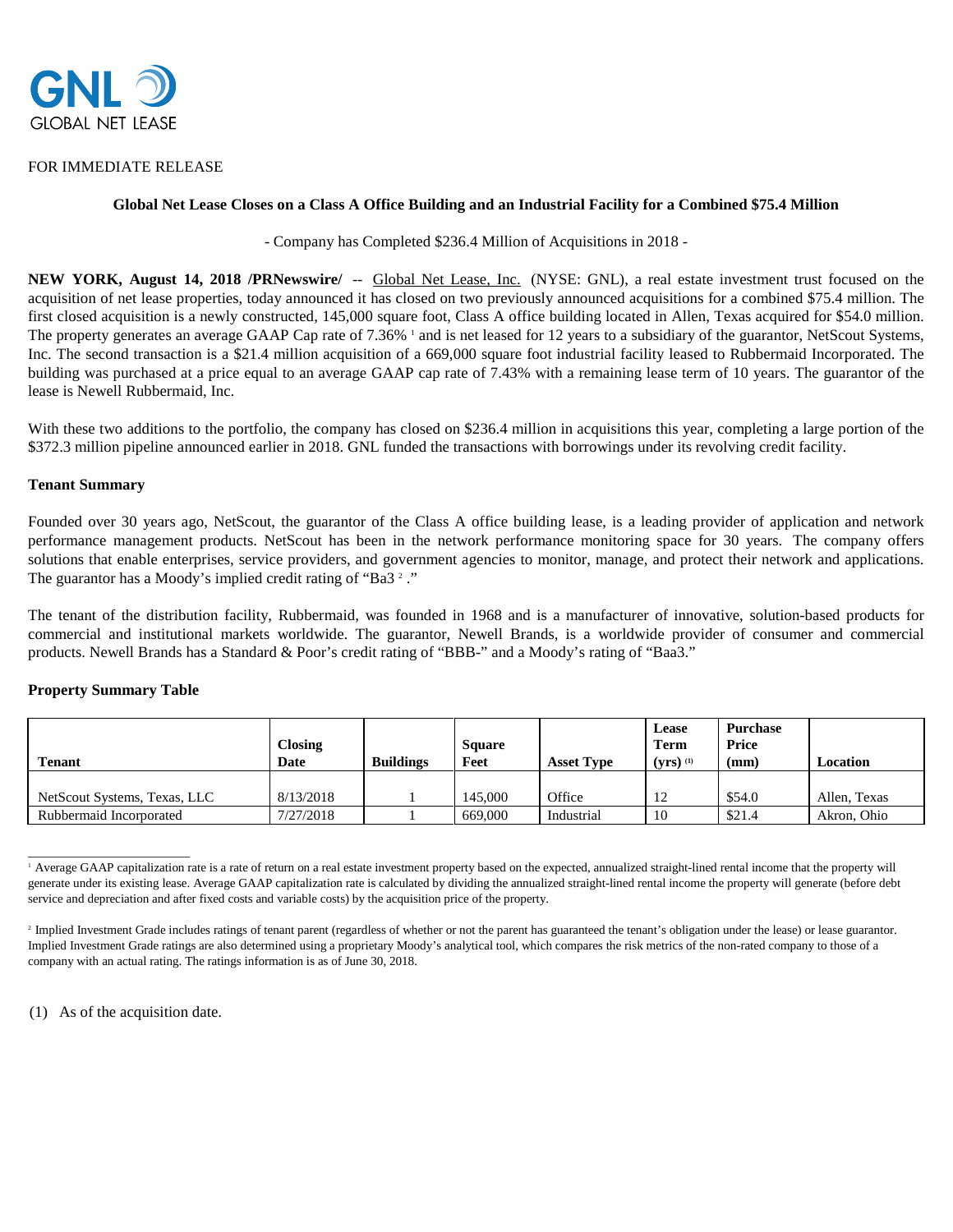GNL GLOBAL NET LEASE

FOR IMMEDIATE RELEASE

## Global Net Lease Closes on a Class A Office Building and an Industrial Facility for a Combined $75.4 Million

- Company has Completed $236.4 Million of Acquisitions in 2018 -

**NEW YORK, August 14, 2018 /PRNewswire/** -- Global Net Lease, Inc. (NYSE: GNL), a real estate investment trust focused on the acquisition of net lease properties, today announced it has closed on two previously announced acquisitions for a combined $75.4 million. The first closed acquisition is a newly constructed, 145,000 square foot, Class A office building located in Allen, Texas acquired for $54.0 million. The property generates an average GAAP Cap rate of 7.36% [1] and is net leased for 12 years to a subsidiary of the guarantor, NetScout Systems, Inc. The second transaction is a $21.4 million acquisition of a 669,000 square foot industrial facility leased to Rubbermaid Incorporated. The building was purchased at a price equal to an average GAAP cap rate of 7.43% with a remaining lease term of 10 years. The guarantor of the lease is Newell Rubbermaid, Inc.

With these two additions to the portfolio, the company has closed on $236.4 million in acquisitions this year, completing a large portion of the $372.3 million pipeline announced earlier in 2018. GNL funded the transactions with borrowings under its revolving credit facility.

**Tenant Summary**

Founded over 30 years ago, NetScout, the guarantor of the Class A office building lease, is a leading provider of application and network performance management products. NetScout has been in the network performance monitoring space for 30 years. The company offers solutions that enable enterprises, service providers, and government agencies to monitor, manage, and protect their network and applications. The guarantor has a Moody's implied credit rating of "Ba3 [2] ."

The tenant of the distribution facility, Rubbermaid, was founded in 1968 and is a manufacturer of innovative, solution-based products for commercial and institutional markets worldwide. The guarantor, Newell Brands, is a worldwide provider of consumer and commercial products. Newell Brands has a Standard & Poor's credit rating of "BBB-" and a Moody's rating of "Baa3."

**Property Summary Table**

| Tenant | Closing Date | Buildings | Square Feet | Asset Type | Lease Term (yrs) (1) | Purchase Price (mm) | Location |
|---|---|---|---|---|---|---|---|
| NetScout Systems, Texas, LLC | 8/13/2018 | 1 | 145,000 | Office | 12 | $54.0 | Allen, Texas |
| Rubbermaid Incorporated | 7/27/2018 | 1 | 669,000 | Industrial | 10 | $21.4 | Akron, Ohio |

---

[1] Average GAAP capitalization rate is a rate of return on a real estate investment property based on the expected, annualized straight-lined rental income that the property will generate under its existing lease. Average GAAP capitalization rate is calculated by dividing the annualized straight-lined rental income the property will generate (before debt service and depreciation and after fixed costs and variable costs) by the acquisition price of the property.

[2] Implied Investment Grade includes ratings of tenant parent (regardless of whether or not the parent has guaranteed the tenant's obligation under the lease) or lease guarantor. Implied Investment Grade ratings are also determined using a proprietary Moody's analytical tool, which compares the risk metrics of the non-rated company to those of a company with an actual rating. The ratings information is as of June 30, 2018.

(1) As of the acquisition date.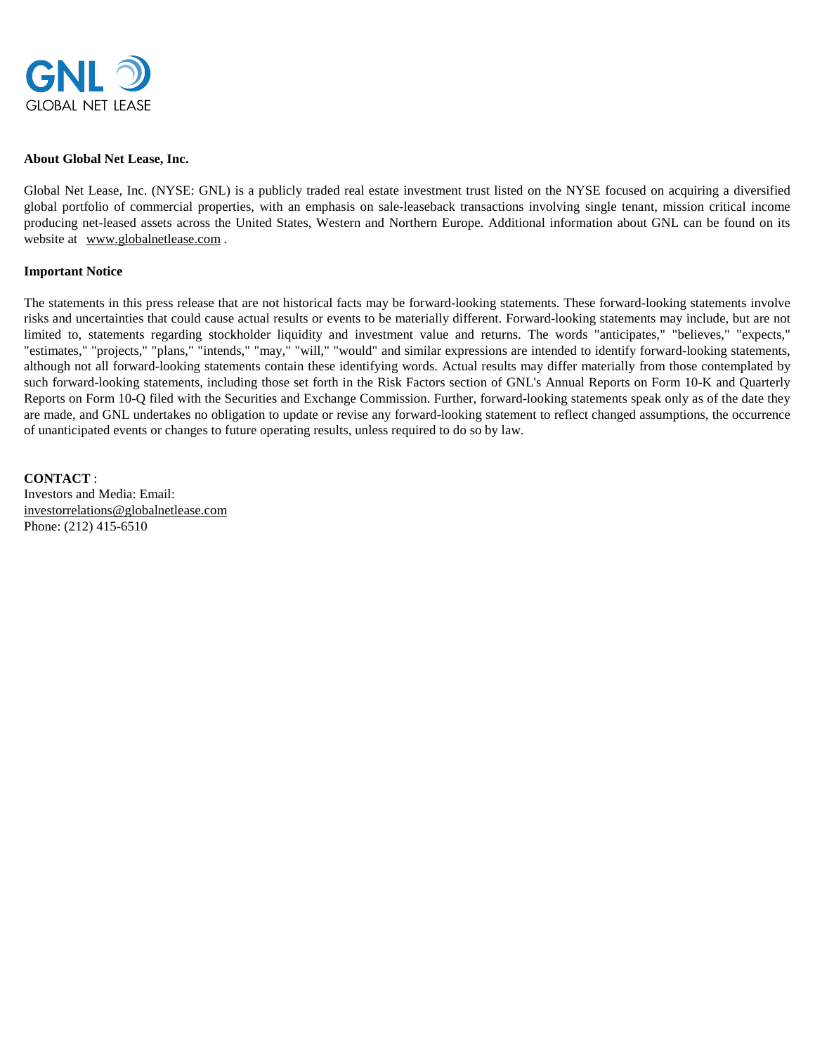**About Global Net Lease, Inc.**

Global Net Lease, Inc. (NYSE: GNL) is a publicly traded real estate investment trust listed on the NYSE focused on acquiring a diversified global portfolio of commercial properties, with an emphasis on sale-leaseback transactions involving single tenant, mission critical income producing net-leased assets across the United States, Western and Northern Europe. Additional information about GNL can be found on its website at www.globalnetlease.com .

**Important Notice**

The statements in this press release that are not historical facts may be forward-looking statements. These forward-looking statements involve risks and uncertainties that could cause actual results or events to be materially different. Forward-looking statements may include, but are not limited to, statements regarding stockholder liquidity and investment value and returns. The words "anticipates," "believes," "expects," "estimates," "projects," "plans," "intends," "may," "will," "would" and similar expressions are intended to identify forward-looking statements, although not all forward-looking statements contain these identifying words. Actual results may differ materially from those contemplated by such forward-looking statements, including those set forth in the Risk Factors section of GNL's Annual Reports on Form 10-K and Quarterly Reports on Form 10-Q filed with the Securities and Exchange Commission. Further, forward-looking statements speak only as of the date they are made, and GNL undertakes no obligation to update or revise any forward-looking statement to reflect changed assumptions, the occurrence of unanticipated events or changes to future operating results, unless required to do so by law.

**CONTACT** :
Investors and Media: Email:
investorrelations@globalnetlease.com
Phone: (212) 415-6510